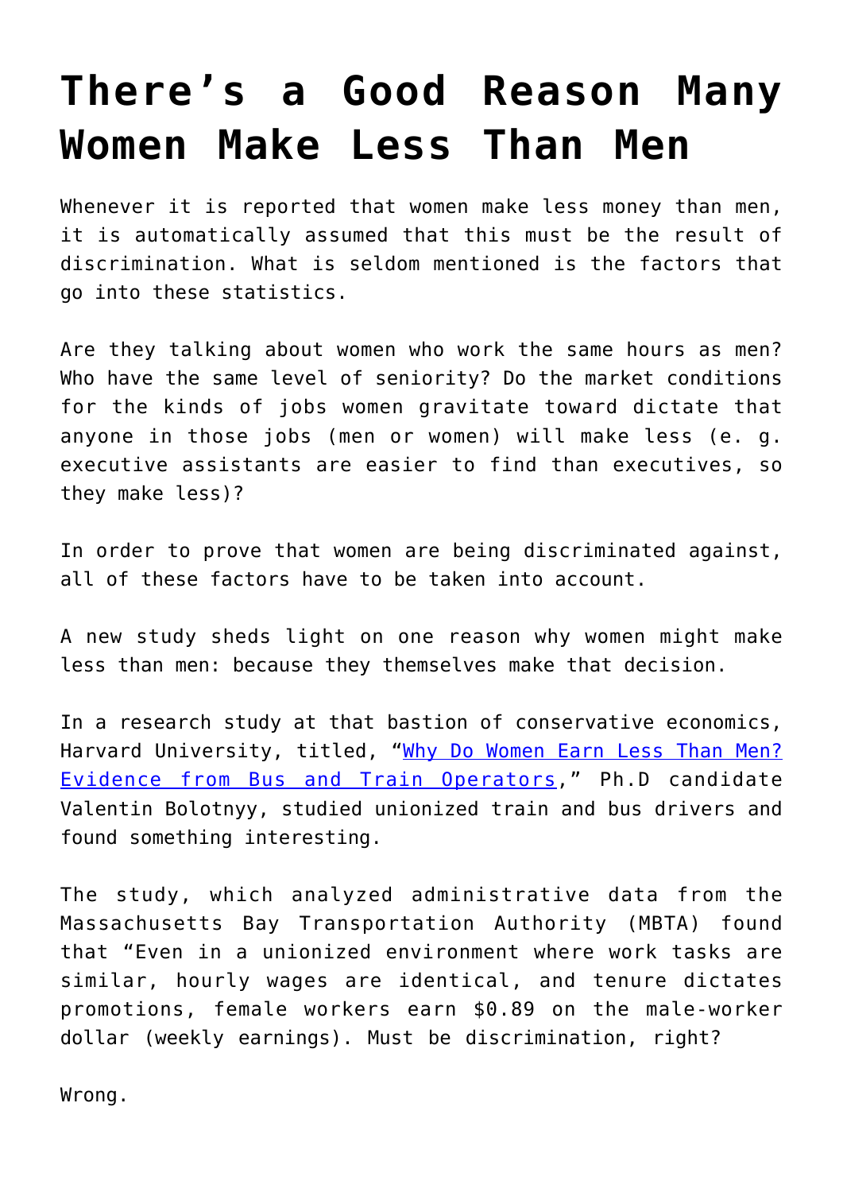# There's a Good Reason Many Women Make Less Than Men

Whenever it is reported that women make less money than men, it is automatically assumed that this must be the result of discrimination. What is seldom mentioned is the factors that go into these statistics.

Are they talking about women who work the same hours as men? Who have the same level of seniority? Do the market conditions for the kinds of jobs women gravitate toward dictate that anyone in those jobs (men or women) will make less (e. g. executive assistants are easier to find than executives, so they make less)?

In order to prove that women are being discriminated against, all of these factors have to be taken into account.

A new study sheds light on one reason why women might make less than men: because they themselves make that decision.

In a research study at that bastion of conservative economics, Harvard University, titled, "Why Do Women Earn Less Than Men? Evidence from Bus and Train Operators," Ph.D candidate Valentin Bolotnyy, studied unionized train and bus drivers and found something interesting.

The study, which analyzed administrative data from the Massachusetts Bay Transportation Authority (MBTA) found that "Even in a unionized environment where work tasks are similar, hourly wages are identical, and tenure dictates promotions, female workers earn $0.89 on the male-worker dollar (weekly earnings). Must be discrimination, right?

Wrong.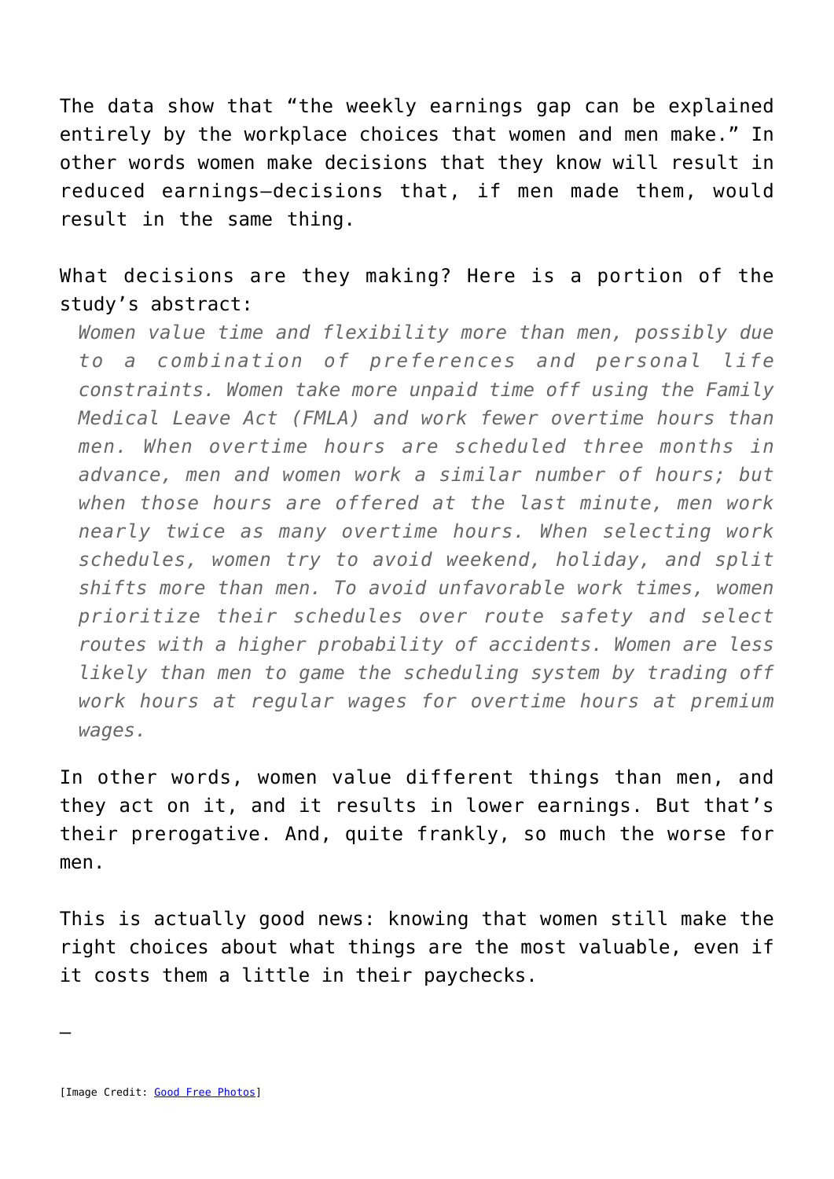The data show that "the weekly earnings gap can be explained entirely by the workplace choices that women and men make." In other words women make decisions that they know will result in reduced earnings—decisions that, if men made them, would result in the same thing.

What decisions are they making? Here is a portion of the study's abstract:

> *Women value time and flexibility more than men, possibly due to a combination of preferences and personal life constraints. Women take more unpaid time off using the Family Medical Leave Act (FMLA) and work fewer overtime hours than men. When overtime hours are scheduled three months in advance, men and women work a similar number of hours; but when those hours are offered at the last minute, men work nearly twice as many overtime hours. When selecting work schedules, women try to avoid weekend, holiday, and split shifts more than men. To avoid unfavorable work times, women prioritize their schedules over route safety and select routes with a higher probability of accidents. Women are less likely than men to game the scheduling system by trading off work hours at regular wages for overtime hours at premium wages.*

In other words, women value different things than men, and they act on it, and it results in lower earnings. But that's their prerogative. And, quite frankly, so much the worse for men.

This is actually good news: knowing that women still make the right choices about what things are the most valuable, even if it costs them a little in their paychecks.

—

[Image Credit: Good Free Photos]